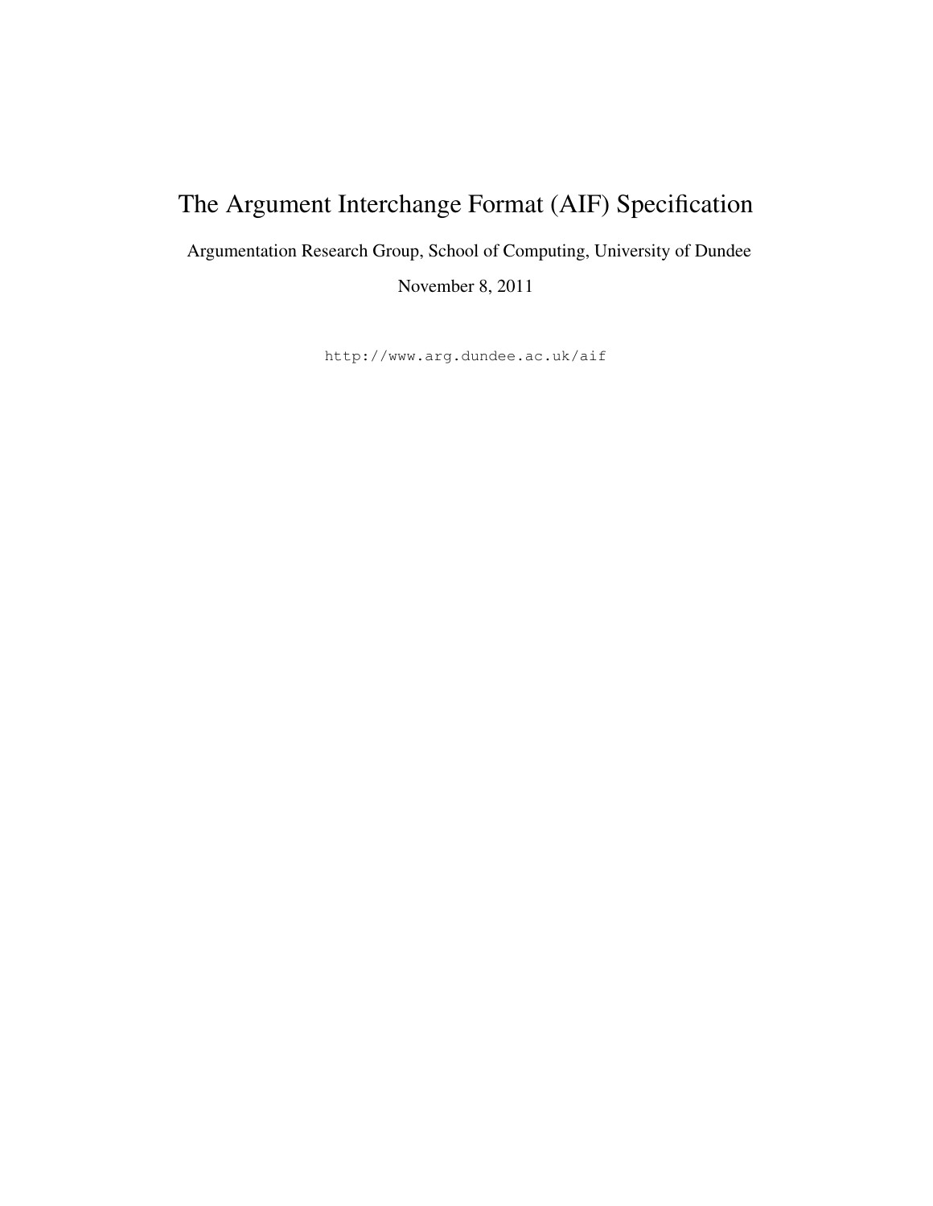# The Argument Interchange Format (AIF) Specification

Argumentation Research Group, School of Computing, University of Dundee

November 8, 2011

`http://www.arg.dundee.ac.uk/aif`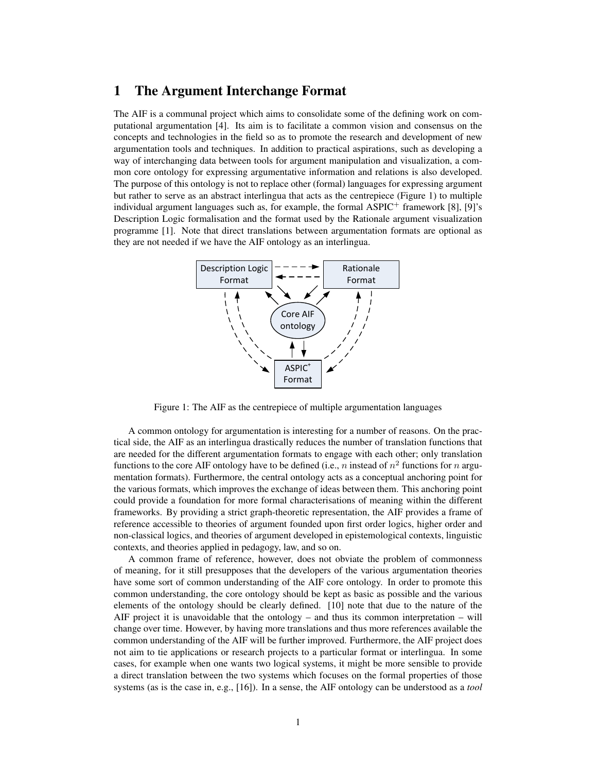# 1 The Argument Interchange Format

The AIF is a communal project which aims to consolidate some of the defining work on computational argumentation [4]. Its aim is to facilitate a common vision and consensus on the concepts and technologies in the field so as to promote the research and development of new argumentation tools and techniques. In addition to practical aspirations, such as developing a way of interchanging data between tools for argument manipulation and visualization, a common core ontology for expressing argumentative information and relations is also developed. The purpose of this ontology is not to replace other (formal) languages for expressing argument but rather to serve as an abstract interlingua that acts as the centrepiece (Figure 1) to multiple individual argument languages such as, for example, the formal ASPIC$^+$ framework [8], [9]'s Description Logic formalisation and the format used by the Rationale argument visualization programme [1]. Note that direct translations between argumentation formats are optional as they are not needed if we have the AIF ontology as an interlingua.

Figure 1: The AIF as the centrepiece of multiple argumentation languages

A common ontology for argumentation is interesting for a number of reasons. On the practical side, the AIF as an interlingua drastically reduces the number of translation functions that are needed for the different argumentation formats to engage with each other; only translation functions to the core AIF ontology have to be defined (i.e., $n$ instead of $n^2$ functions for $n$ argumentation formats). Furthermore, the central ontology acts as a conceptual anchoring point for the various formats, which improves the exchange of ideas between them. This anchoring point could provide a foundation for more formal characterisations of meaning within the different frameworks. By providing a strict graph-theoretic representation, the AIF provides a frame of reference accessible to theories of argument founded upon first order logics, higher order and non-classical logics, and theories of argument developed in epistemological contexts, linguistic contexts, and theories applied in pedagogy, law, and so on.

A common frame of reference, however, does not obviate the problem of commonness of meaning, for it still presupposes that the developers of the various argumentation theories have some sort of common understanding of the AIF core ontology. In order to promote this common understanding, the core ontology should be kept as basic as possible and the various elements of the ontology should be clearly defined. [10] note that due to the nature of the AIF project it is unavoidable that the ontology – and thus its common interpretation – will change over time. However, by having more translations and thus more references available the common understanding of the AIF will be further improved. Furthermore, the AIF project does not aim to tie applications or research projects to a particular format or interlingua. In some cases, for example when one wants two logical systems, it might be more sensible to provide a direct translation between the two systems which focuses on the formal properties of those systems (as is the case in, e.g., [16]). In a sense, the AIF ontology can be understood as a *tool*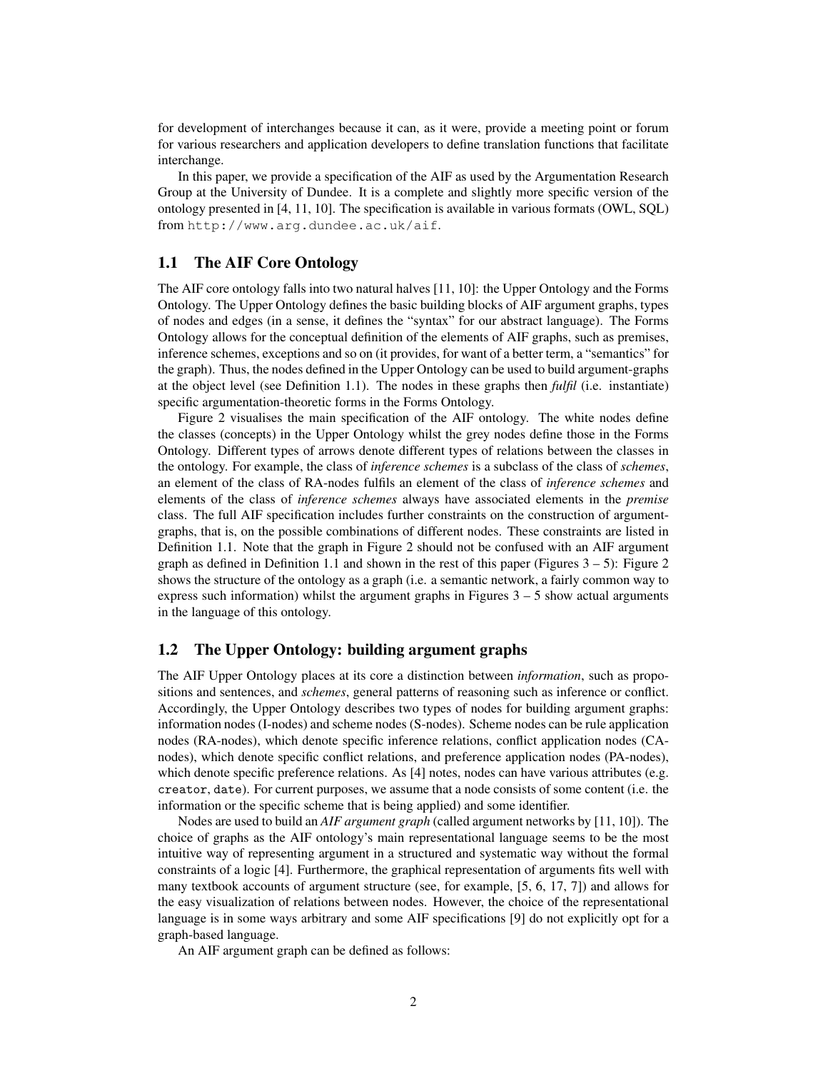for development of interchanges because it can, as it were, provide a meeting point or forum for various researchers and application developers to define translation functions that facilitate interchange.

In this paper, we provide a specification of the AIF as used by the Argumentation Research Group at the University of Dundee. It is a complete and slightly more specific version of the ontology presented in [4, 11, 10]. The specification is available in various formats (OWL, SQL) from `http://www.arg.dundee.ac.uk/aif`.

## 1.1 The AIF Core Ontology

The AIF core ontology falls into two natural halves [11, 10]: the Upper Ontology and the Forms Ontology. The Upper Ontology defines the basic building blocks of AIF argument graphs, types of nodes and edges (in a sense, it defines the "syntax" for our abstract language). The Forms Ontology allows for the conceptual definition of the elements of AIF graphs, such as premises, inference schemes, exceptions and so on (it provides, for want of a better term, a "semantics" for the graph). Thus, the nodes defined in the Upper Ontology can be used to build argument-graphs at the object level (see Definition 1.1). The nodes in these graphs then *fulfil* (i.e. instantiate) specific argumentation-theoretic forms in the Forms Ontology.

Figure 2 visualises the main specification of the AIF ontology. The white nodes define the classes (concepts) in the Upper Ontology whilst the grey nodes define those in the Forms Ontology. Different types of arrows denote different types of relations between the classes in the ontology. For example, the class of *inference schemes* is a subclass of the class of *schemes*, an element of the class of RA-nodes fulfils an element of the class of *inference schemes* and elements of the class of *inference schemes* always have associated elements in the *premise* class. The full AIF specification includes further constraints on the construction of argument-graphs, that is, on the possible combinations of different nodes. These constraints are listed in Definition 1.1. Note that the graph in Figure 2 should not be confused with an AIF argument graph as defined in Definition 1.1 and shown in the rest of this paper (Figures 3 – 5): Figure 2 shows the structure of the ontology as a graph (i.e. a semantic network, a fairly common way to express such information) whilst the argument graphs in Figures 3 – 5 show actual arguments in the language of this ontology.

## 1.2 The Upper Ontology: building argument graphs

The AIF Upper Ontology places at its core a distinction between *information*, such as propositions and sentences, and *schemes*, general patterns of reasoning such as inference or conflict. Accordingly, the Upper Ontology describes two types of nodes for building argument graphs: information nodes (I-nodes) and scheme nodes (S-nodes). Scheme nodes can be rule application nodes (RA-nodes), which denote specific inference relations, conflict application nodes (CA-nodes), which denote specific conflict relations, and preference application nodes (PA-nodes), which denote specific preference relations. As [4] notes, nodes can have various attributes (e.g. `creator`, `date`). For current purposes, we assume that a node consists of some content (i.e. the information or the specific scheme that is being applied) and some identifier.

Nodes are used to build an *AIF argument graph* (called argument networks by [11, 10]). The choice of graphs as the AIF ontology's main representational language seems to be the most intuitive way of representing argument in a structured and systematic way without the formal constraints of a logic [4]. Furthermore, the graphical representation of arguments fits well with many textbook accounts of argument structure (see, for example, [5, 6, 17, 7]) and allows for the easy visualization of relations between nodes. However, the choice of the representational language is in some ways arbitrary and some AIF specifications [9] do not explicitly opt for a graph-based language.

An AIF argument graph can be defined as follows: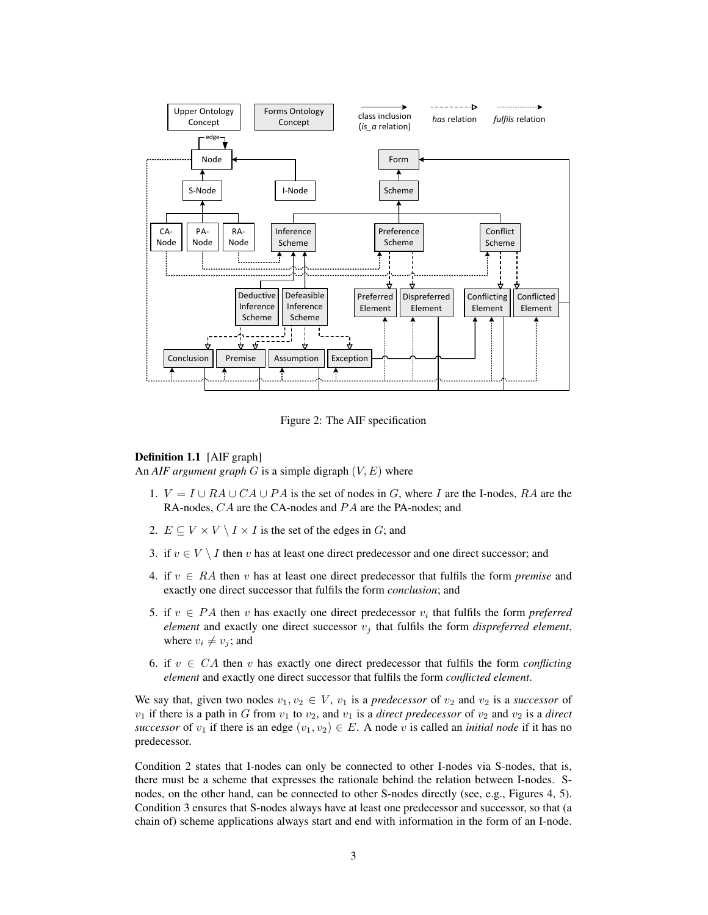Figure 2: The AIF specification

**Definition 1.1** [AIF graph]
An *AIF argument graph* $G$ is a simple digraph $(V, E)$ where

1. $V = I \cup RA \cup CA \cup PA$ is the set of nodes in $G$, where $I$ are the I-nodes, $RA$ are the RA-nodes, $CA$ are the CA-nodes and $PA$ are the PA-nodes; and
2. $E \subseteq V \times V \setminus I \times I$ is the set of the edges in $G$; and
3. if $v \in V \setminus I$ then $v$ has at least one direct predecessor and one direct successor; and
4. if $v \in RA$ then $v$ has at least one direct predecessor that fulfils the form *premise* and exactly one direct successor that fulfils the form *conclusion*; and
5. if $v \in PA$ then $v$ has exactly one direct predecessor $v_i$ that fulfils the form *preferred element* and exactly one direct successor $v_j$ that fulfils the form *dispreferred element*, where $v_i \neq v_j$; and
6. if $v \in CA$ then $v$ has exactly one direct predecessor that fulfils the form *conflicting element* and exactly one direct successor that fulfils the form *conflicted element*.

We say that, given two nodes $v_1, v_2 \in V$, $v_1$ is a *predecessor* of $v_2$ and $v_2$ is a *successor* of $v_1$ if there is a path in $G$ from $v_1$ to $v_2$, and $v_1$ is a *direct predecessor* of $v_2$ and $v_2$ is a *direct successor* of $v_1$ if there is an edge $(v_1, v_2) \in E$. A node $v$ is called an *initial node* if it has no predecessor.

Condition 2 states that I-nodes can only be connected to other I-nodes via S-nodes, that is, there must be a scheme that expresses the rationale behind the relation between I-nodes. S-nodes, on the other hand, can be connected to other S-nodes directly (see, e.g., Figures 4, 5). Condition 3 ensures that S-nodes always have at least one predecessor and successor, so that (a chain of) scheme applications always start and end with information in the form of an I-node.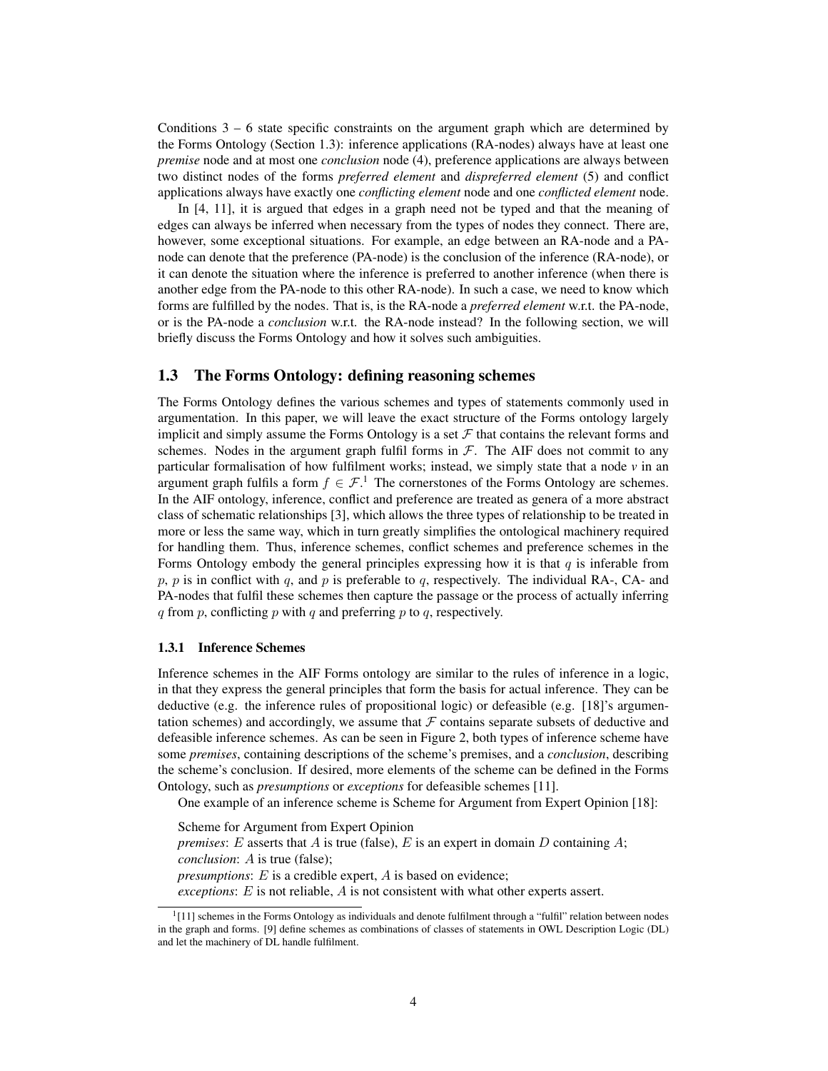Conditions 3 – 6 state specific constraints on the argument graph which are determined by the Forms Ontology (Section 1.3): inference applications (RA-nodes) always have at least one *premise* node and at most one *conclusion* node (4), preference applications are always between two distinct nodes of the forms *preferred element* and *dispreferred element* (5) and conflict applications always have exactly one *conflicting element* node and one *conflicted element* node.

In [4, 11], it is argued that edges in a graph need not be typed and that the meaning of edges can always be inferred when necessary from the types of nodes they connect. There are, however, some exceptional situations. For example, an edge between an RA-node and a PA-node can denote that the preference (PA-node) is the conclusion of the inference (RA-node), or it can denote the situation where the inference is preferred to another inference (when there is another edge from the PA-node to this other RA-node). In such a case, we need to know which forms are fulfilled by the nodes. That is, is the RA-node a *preferred element* w.r.t. the PA-node, or is the PA-node a *conclusion* w.r.t. the RA-node instead? In the following section, we will briefly discuss the Forms Ontology and how it solves such ambiguities.

## 1.3 The Forms Ontology: defining reasoning schemes

The Forms Ontology defines the various schemes and types of statements commonly used in argumentation. In this paper, we will leave the exact structure of the Forms ontology largely implicit and simply assume the Forms Ontology is a set $\mathcal{F}$ that contains the relevant forms and schemes. Nodes in the argument graph fulfil forms in $\mathcal{F}$. The AIF does not commit to any particular formalisation of how fulfilment works; instead, we simply state that a node $v$ in an argument graph fulfils a form $f \in \mathcal{F}$.[1] The cornerstones of the Forms Ontology are schemes. In the AIF ontology, inference, conflict and preference are treated as genera of a more abstract class of schematic relationships [3], which allows the three types of relationship to be treated in more or less the same way, which in turn greatly simplifies the ontological machinery required for handling them. Thus, inference schemes, conflict schemes and preference schemes in the Forms Ontology embody the general principles expressing how it is that $q$ is inferable from $p$, $p$ is in conflict with $q$, and $p$ is preferable to $q$, respectively. The individual RA-, CA- and PA-nodes that fulfil these schemes then capture the passage or the process of actually inferring $q$ from $p$, conflicting $p$ with $q$ and preferring $p$ to $q$, respectively.

### 1.3.1 Inference Schemes

Inference schemes in the AIF Forms ontology are similar to the rules of inference in a logic, in that they express the general principles that form the basis for actual inference. They can be deductive (e.g. the inference rules of propositional logic) or defeasible (e.g. [18]'s argumentation schemes) and accordingly, we assume that $\mathcal{F}$ contains separate subsets of deductive and defeasible inference schemes. As can be seen in Figure 2, both types of inference scheme have some *premises*, containing descriptions of the scheme's premises, and a *conclusion*, describing the scheme's conclusion. If desired, more elements of the scheme can be defined in the Forms Ontology, such as *presumptions* or *exceptions* for defeasible schemes [11].

One example of an inference scheme is Scheme for Argument from Expert Opinion [18]:

Scheme for Argument from Expert Opinion
*premises*: $E$ asserts that $A$ is true (false), $E$ is an expert in domain $D$ containing $A$;
*conclusion*: $A$ is true (false);
*presumptions*: $E$ is a credible expert, $A$ is based on evidence;
*exceptions*: $E$ is not reliable, $A$ is not consistent with what other experts assert.

[1] [11] schemes in the Forms Ontology as individuals and denote fulfilment through a "fulfil" relation between nodes in the graph and forms. [9] define schemes as combinations of classes of statements in OWL Description Logic (DL) and let the machinery of DL handle fulfilment.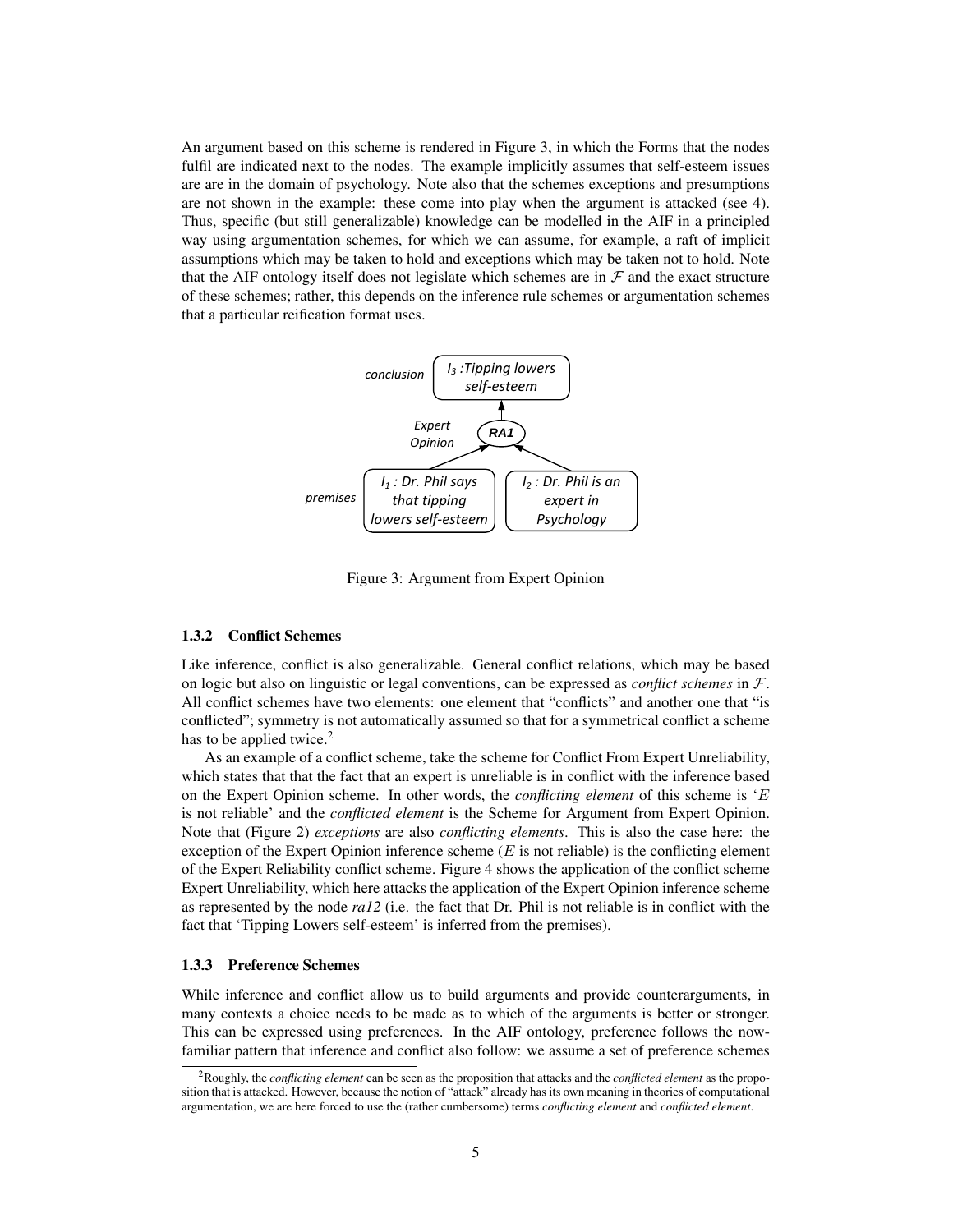An argument based on this scheme is rendered in Figure 3, in which the Forms that the nodes fulfil are indicated next to the nodes. The example implicitly assumes that self-esteem issues are are in the domain of psychology. Note also that the schemes exceptions and presumptions are not shown in the example: these come into play when the argument is attacked (see 4). Thus, specific (but still generalizable) knowledge can be modelled in the AIF in a principled way using argumentation schemes, for which we can assume, for example, a raft of implicit assumptions which may be taken to hold and exceptions which may be taken not to hold. Note that the AIF ontology itself does not legislate which schemes are in $\mathcal{F}$ and the exact structure of these schemes; rather, this depends on the inference rule schemes or argumentation schemes that a particular reification format uses.

Figure 3: Argument from Expert Opinion

### 1.3.2 Conflict Schemes

Like inference, conflict is also generalizable. General conflict relations, which may be based on logic but also on linguistic or legal conventions, can be expressed as *conflict schemes* in $\mathcal{F}$. All conflict schemes have two elements: one element that "conflicts" and another one that "is conflicted"; symmetry is not automatically assumed so that for a symmetrical conflict a scheme has to be applied twice.[2]

As an example of a conflict scheme, take the scheme for Conflict From Expert Unreliability, which states that that the fact that an expert is unreliable is in conflict with the inference based on the Expert Opinion scheme. In other words, the *conflicting element* of this scheme is '$E$ is not reliable' and the *conflicted element* is the Scheme for Argument from Expert Opinion. Note that (Figure 2) *exceptions* are also *conflicting elements*. This is also the case here: the exception of the Expert Opinion inference scheme ($E$ is not reliable) is the conflicting element of the Expert Reliability conflict scheme. Figure 4 shows the application of the conflict scheme Expert Unreliability, which here attacks the application of the Expert Opinion inference scheme as represented by the node *ra12* (i.e. the fact that Dr. Phil is not reliable is in conflict with the fact that 'Tipping Lowers self-esteem' is inferred from the premises).

### 1.3.3 Preference Schemes

While inference and conflict allow us to build arguments and provide counterarguments, in many contexts a choice needs to be made as to which of the arguments is better or stronger. This can be expressed using preferences. In the AIF ontology, preference follows the now-familiar pattern that inference and conflict also follow: we assume a set of preference schemes

[2] Roughly, the *conflicting element* can be seen as the proposition that attacks and the *conflicted element* as the proposition that is attacked. However, because the notion of "attack" already has its own meaning in theories of computational argumentation, we are here forced to use the (rather cumbersome) terms *conflicting element* and *conflicted element*.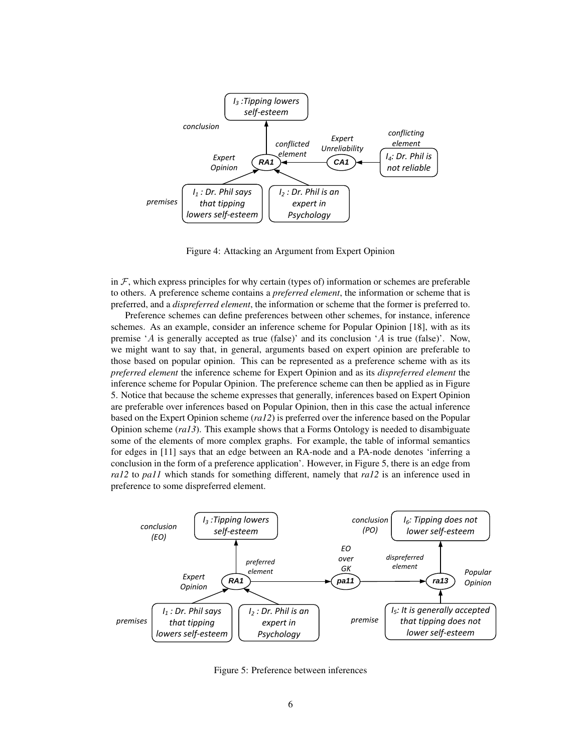Figure 4: Attacking an Argument from Expert Opinion

in $\mathcal{F}$, which express principles for why certain (types of) information or schemes are preferable to others. A preference scheme contains a *preferred element*, the information or scheme that is preferred, and a *dispreferred element*, the information or scheme that the former is preferred to.

Preference schemes can define preferences between other schemes, for instance, inference schemes. As an example, consider an inference scheme for Popular Opinion [18], with as its premise '$A$ is generally accepted as true (false)' and its conclusion '$A$ is true (false)'. Now, we might want to say that, in general, arguments based on expert opinion are preferable to those based on popular opinion. This can be represented as a preference scheme with as its *preferred element* the inference scheme for Expert Opinion and as its *dispreferred element* the inference scheme for Popular Opinion. The preference scheme can then be applied as in Figure 5. Notice that because the scheme expresses that generally, inferences based on Expert Opinion are preferable over inferences based on Popular Opinion, then in this case the actual inference based on the Expert Opinion scheme (*ra12*) is preferred over the inference based on the Popular Opinion scheme (*ra13*). This example shows that a Forms Ontology is needed to disambiguate some of the elements of more complex graphs. For example, the table of informal semantics for edges in [11] says that an edge between an RA-node and a PA-node denotes 'inferring a conclusion in the form of a preference application'. However, in Figure 5, there is an edge from *ra12* to *pa11* which stands for something different, namely that *ra12* is an inference used in preference to some dispreferred element.

Figure 5: Preference between inferences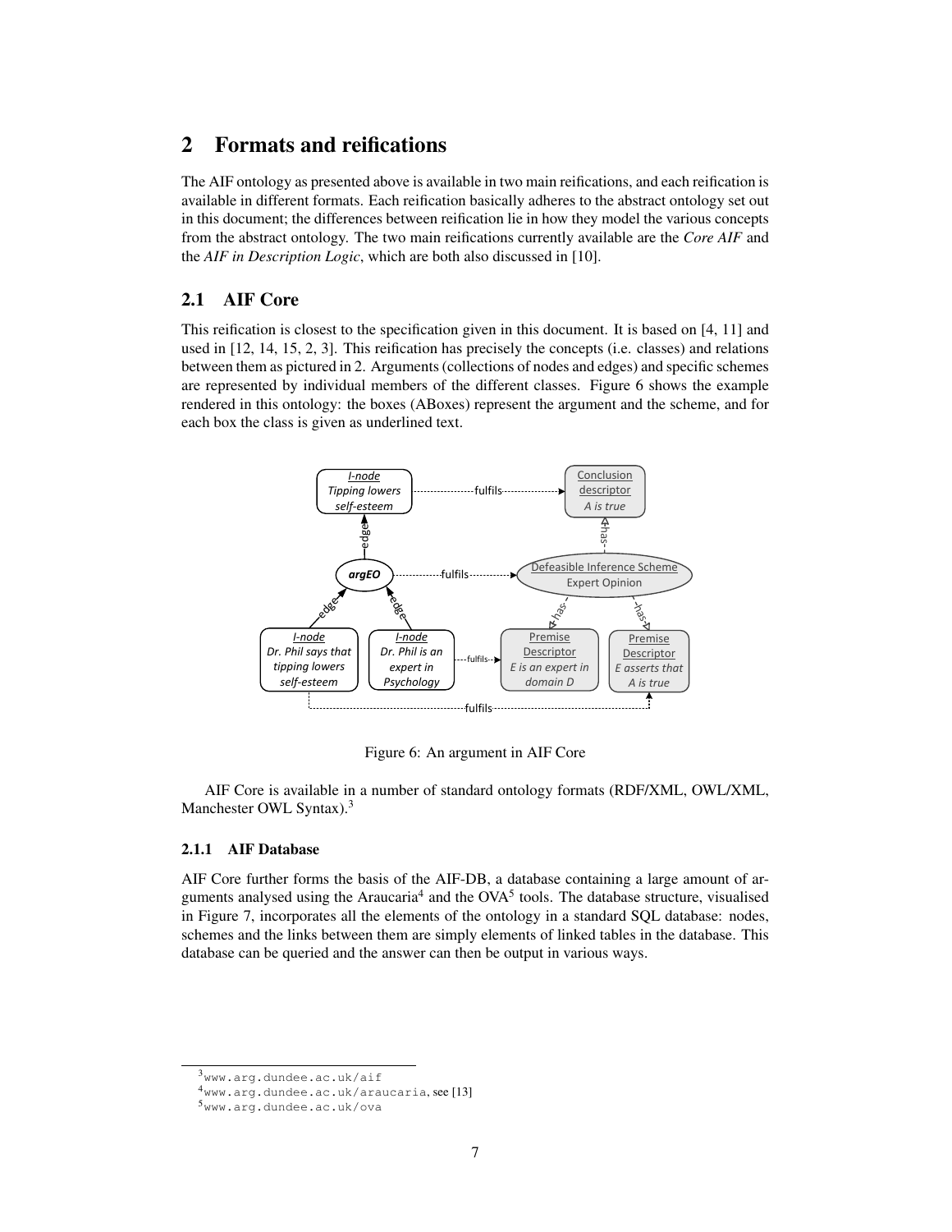# 2 Formats and reifications

The AIF ontology as presented above is available in two main reifications, and each reification is available in different formats. Each reification basically adheres to the abstract ontology set out in this document; the differences between reification lie in how they model the various concepts from the abstract ontology. The two main reifications currently available are the *Core AIF* and the *AIF in Description Logic*, which are both also discussed in [10].

## 2.1 AIF Core

This reification is closest to the specification given in this document. It is based on [4, 11] and used in [12, 14, 15, 2, 3]. This reification has precisely the concepts (i.e. classes) and relations between them as pictured in 2. Arguments (collections of nodes and edges) and specific schemes are represented by individual members of the different classes. Figure 6 shows the example rendered in this ontology: the boxes (ABoxes) represent the argument and the scheme, and for each box the class is given as underlined text.

Figure 6: An argument in AIF Core

AIF Core is available in a number of standard ontology formats (RDF/XML, OWL/XML, Manchester OWL Syntax).[3]

### 2.1.1 AIF Database

AIF Core further forms the basis of the AIF-DB, a database containing a large amount of arguments analysed using the Araucaria[4] and the OVA[5] tools. The database structure, visualised in Figure 7, incorporates all the elements of the ontology in a standard SQL database: nodes, schemes and the links between them are simply elements of linked tables in the database. This database can be queried and the answer can then be output in various ways.

[3] www.arg.dundee.ac.uk/aif

[4] www.arg.dundee.ac.uk/araucaria, see [13]

[5] www.arg.dundee.ac.uk/ova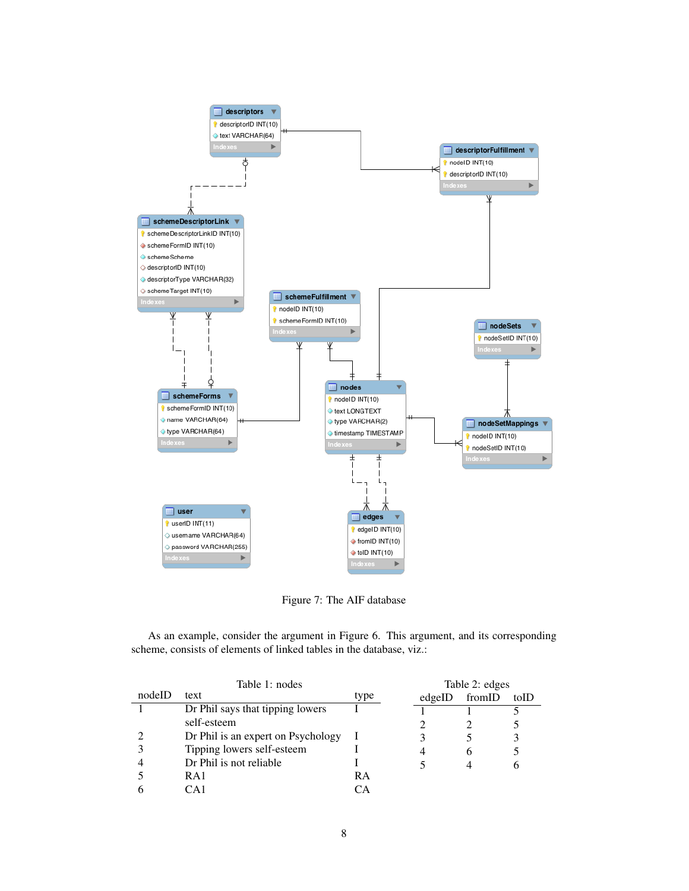Figure 7: The AIF database

As an example, consider the argument in Figure 6. This argument, and its corresponding scheme, consists of elements of linked tables in the database, viz.:

Table 1: nodes

| nodeID | text | type |
|---|---|---|
| 1 | Dr Phil says that tipping lowers self-esteem | I |
| 2 | Dr Phil is an expert on Psychology | I |
| 3 | Tipping lowers self-esteem | I |
| 4 | Dr Phil is not reliable | I |
| 5 | RA1 | RA |
| 6 | CA1 | CA |

Table 2: edges

| edgeID | fromID | toID |
|---|---|---|
| 1 | 1 | 5 |
| 2 | 2 | 5 |
| 3 | 5 | 3 |
| 4 | 6 | 5 |
| 5 | 4 | 6 |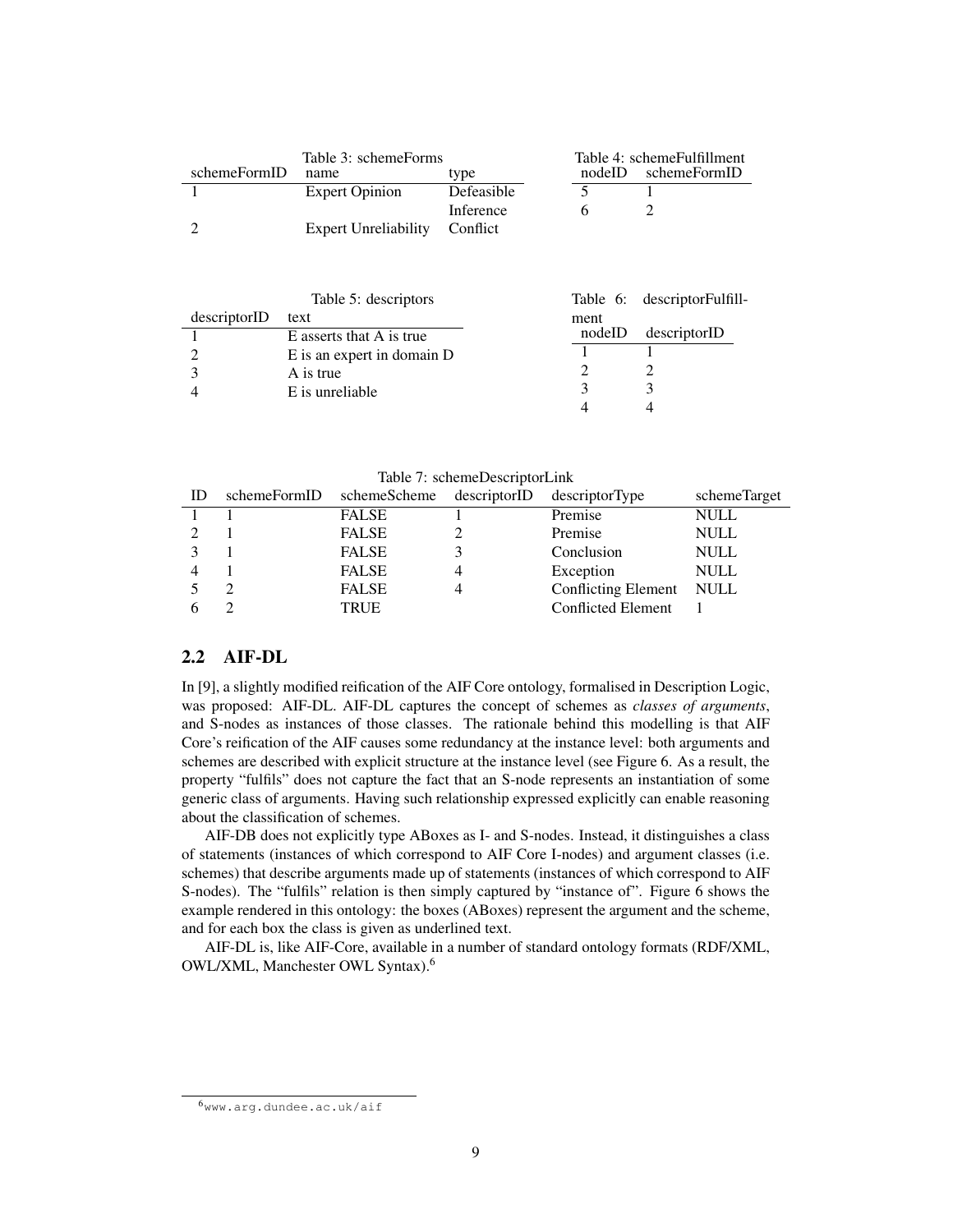Table 3: schemeForms

| schemeFormID | name | type |
|---|---|---|
| 1 | Expert Opinion | Defeasible Inference |
| 2 | Expert Unreliability | Conflict |

Table 4: schemeFulfillment

| nodeID | schemeFormID |
|---|---|
| 5 | 1 |
| 6 | 2 |

Table 5: descriptors

| descriptorID | text |
|---|---|
| 1 | E asserts that A is true |
| 2 | E is an expert in domain D |
| 3 | A is true |
| 4 | E is unreliable |

Table 6: descriptorFulfillment

| nodeID | descriptorID |
|---|---|
| 1 | 1 |
| 2 | 2 |
| 3 | 3 |
| 4 | 4 |

Table 7: schemeDescriptorLink

| ID | schemeFormID | schemeScheme | descriptorID | descriptorType | schemeTarget |
|---|---|---|---|---|---|
| 1 | 1 | FALSE | 1 | Premise | NULL |
| 2 | 1 | FALSE | 2 | Premise | NULL |
| 3 | 1 | FALSE | 3 | Conclusion | NULL |
| 4 | 1 | FALSE | 4 | Exception | NULL |
| 5 | 2 | FALSE | 4 | Conflicting Element | NULL |
| 6 | 2 | TRUE | | Conflicted Element | 1 |

## 2.2 AIF-DL

In [9], a slightly modified reification of the AIF Core ontology, formalised in Description Logic, was proposed: AIF-DL. AIF-DL captures the concept of schemes as *classes of arguments*, and S-nodes as instances of those classes. The rationale behind this modelling is that AIF Core's reification of the AIF causes some redundancy at the instance level: both arguments and schemes are described with explicit structure at the instance level (see Figure 6. As a result, the property "fulfils" does not capture the fact that an S-node represents an instantiation of some generic class of arguments. Having such relationship expressed explicitly can enable reasoning about the classification of schemes.

AIF-DB does not explicitly type ABoxes as I- and S-nodes. Instead, it distinguishes a class of statements (instances of which correspond to AIF Core I-nodes) and argument classes (i.e. schemes) that describe arguments made up of statements (instances of which correspond to AIF S-nodes). The "fulfils" relation is then simply captured by "instance of". Figure 6 shows the example rendered in this ontology: the boxes (ABoxes) represent the argument and the scheme, and for each box the class is given as underlined text.

AIF-DL is, like AIF-Core, available in a number of standard ontology formats (RDF/XML, OWL/XML, Manchester OWL Syntax).[6]

[6] www.arg.dundee.ac.uk/aif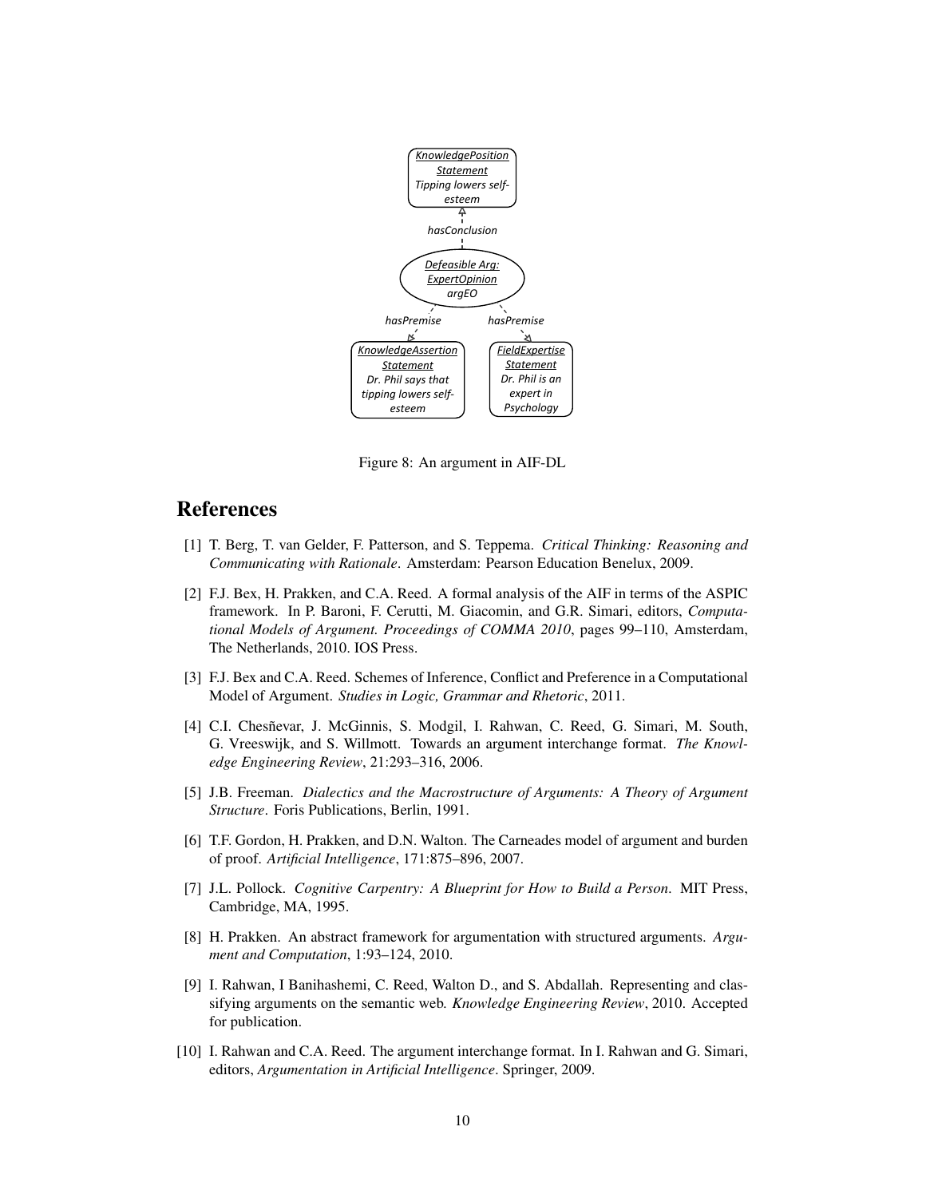Figure 8: An argument in AIF-DL

# References

[1] T. Berg, T. van Gelder, F. Patterson, and S. Teppema. *Critical Thinking: Reasoning and Communicating with Rationale*. Amsterdam: Pearson Education Benelux, 2009.

[2] F.J. Bex, H. Prakken, and C.A. Reed. A formal analysis of the AIF in terms of the ASPIC framework. In P. Baroni, F. Cerutti, M. Giacomin, and G.R. Simari, editors, *Computational Models of Argument. Proceedings of COMMA 2010*, pages 99–110, Amsterdam, The Netherlands, 2010. IOS Press.

[3] F.J. Bex and C.A. Reed. Schemes of Inference, Conflict and Preference in a Computational Model of Argument. *Studies in Logic, Grammar and Rhetoric*, 2011.

[4] C.I. Chesñevar, J. McGinnis, S. Modgil, I. Rahwan, C. Reed, G. Simari, M. South, G. Vreeswijk, and S. Willmott. Towards an argument interchange format. *The Knowledge Engineering Review*, 21:293–316, 2006.

[5] J.B. Freeman. *Dialectics and the Macrostructure of Arguments: A Theory of Argument Structure*. Foris Publications, Berlin, 1991.

[6] T.F. Gordon, H. Prakken, and D.N. Walton. The Carneades model of argument and burden of proof. *Artificial Intelligence*, 171:875–896, 2007.

[7] J.L. Pollock. *Cognitive Carpentry: A Blueprint for How to Build a Person*. MIT Press, Cambridge, MA, 1995.

[8] H. Prakken. An abstract framework for argumentation with structured arguments. *Argument and Computation*, 1:93–124, 2010.

[9] I. Rahwan, I Banihashemi, C. Reed, Walton D., and S. Abdallah. Representing and classifying arguments on the semantic web. *Knowledge Engineering Review*, 2010. Accepted for publication.

[10] I. Rahwan and C.A. Reed. The argument interchange format. In I. Rahwan and G. Simari, editors, *Argumentation in Artificial Intelligence*. Springer, 2009.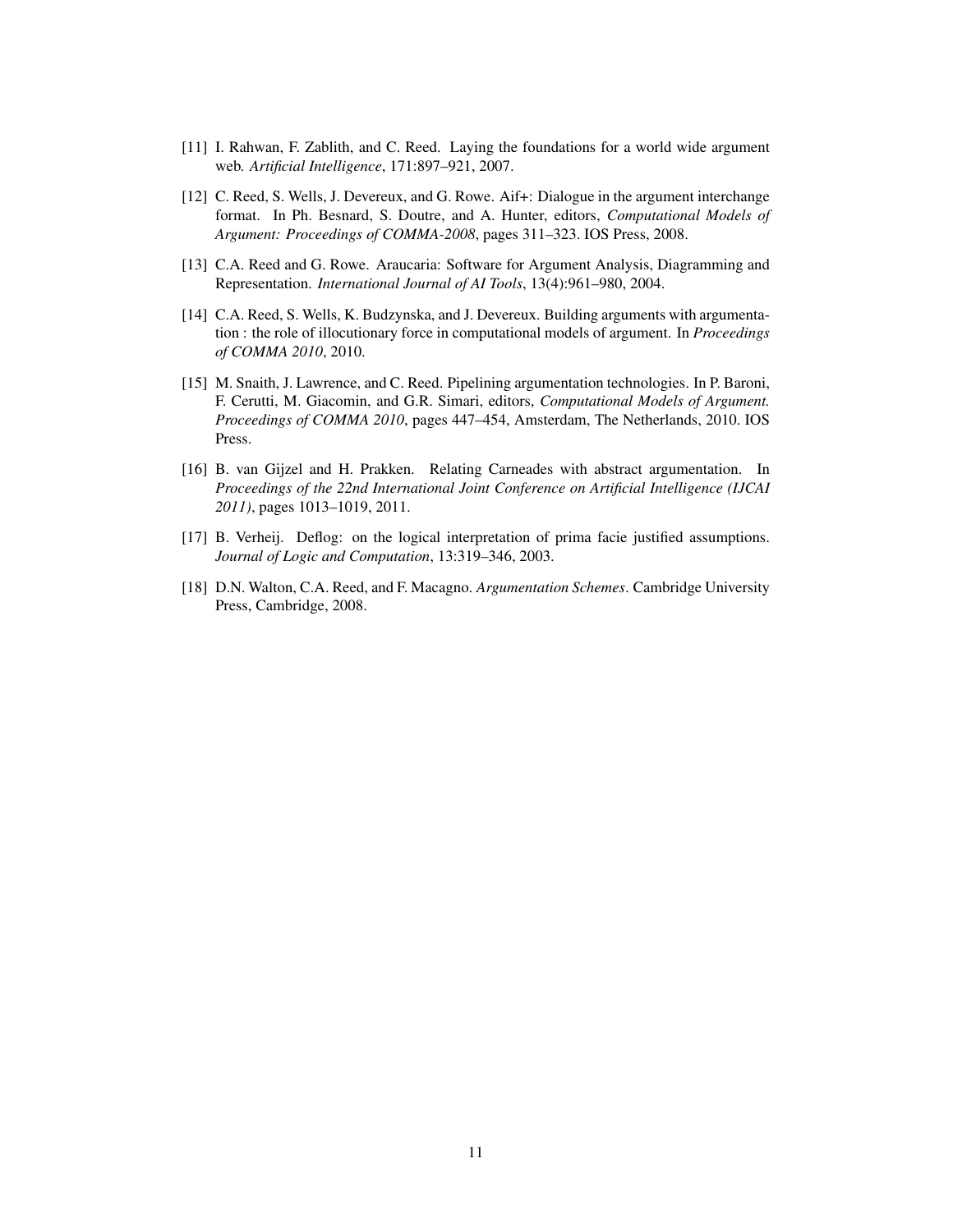[11] I. Rahwan, F. Zablith, and C. Reed. Laying the foundations for a world wide argument web. *Artificial Intelligence*, 171:897–921, 2007.

[12] C. Reed, S. Wells, J. Devereux, and G. Rowe. Aif+: Dialogue in the argument interchange format. In Ph. Besnard, S. Doutre, and A. Hunter, editors, *Computational Models of Argument: Proceedings of COMMA-2008*, pages 311–323. IOS Press, 2008.

[13] C.A. Reed and G. Rowe. Araucaria: Software for Argument Analysis, Diagramming and Representation. *International Journal of AI Tools*, 13(4):961–980, 2004.

[14] C.A. Reed, S. Wells, K. Budzynska, and J. Devereux. Building arguments with argumentation : the role of illocutionary force in computational models of argument. In *Proceedings of COMMA 2010*, 2010.

[15] M. Snaith, J. Lawrence, and C. Reed. Pipelining argumentation technologies. In P. Baroni, F. Cerutti, M. Giacomin, and G.R. Simari, editors, *Computational Models of Argument. Proceedings of COMMA 2010*, pages 447–454, Amsterdam, The Netherlands, 2010. IOS Press.

[16] B. van Gijzel and H. Prakken. Relating Carneades with abstract argumentation. In *Proceedings of the 22nd International Joint Conference on Artificial Intelligence (IJCAI 2011)*, pages 1013–1019, 2011.

[17] B. Verheij. Deflog: on the logical interpretation of prima facie justified assumptions. *Journal of Logic and Computation*, 13:319–346, 2003.

[18] D.N. Walton, C.A. Reed, and F. Macagno. *Argumentation Schemes*. Cambridge University Press, Cambridge, 2008.